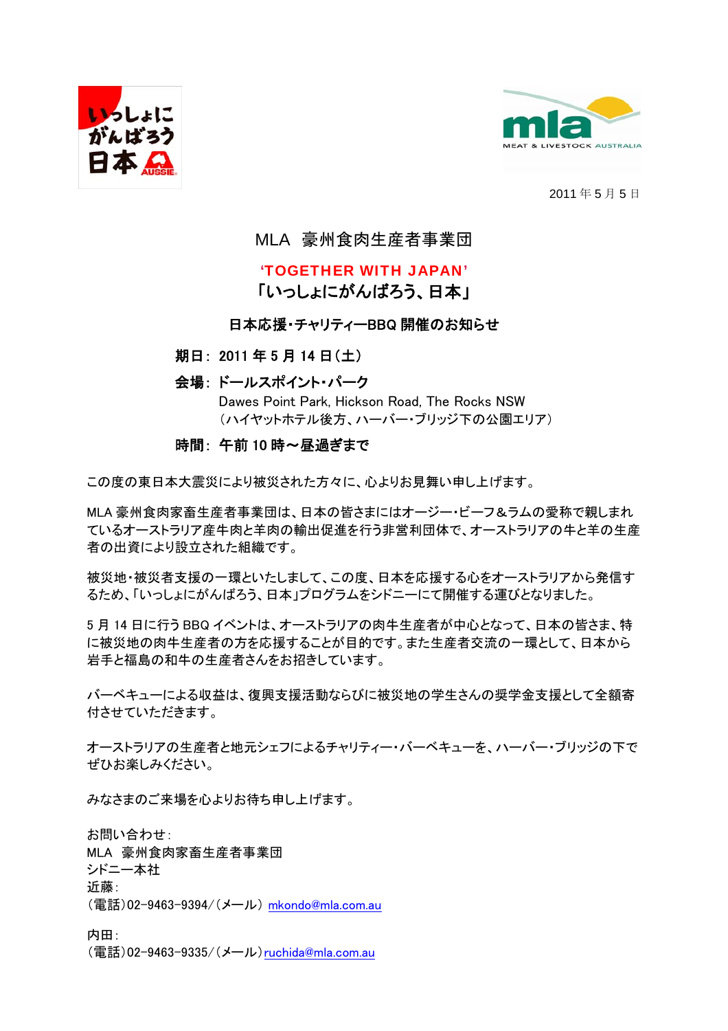2011年5月5日

# MLA 豪州食肉生産者事業団

## ‘TOGETHER WITH JAPAN’
## 「いっしょにがんばろう、日本」

### 日本応援・チャリティーBBQ 開催のお知らせ

**期日： 2011年5月14日（土）**

**会場： ドールスポイント・パーク**
Dawes Point Park, Hickson Road, The Rocks NSW
（ハイヤットホテル後方、ハーバー・ブリッジ下の公園エリア）

**時間： 午前10時～昼過ぎまで**

この度の東日本大震災により被災された方々に、心よりお見舞い申し上げます。

MLA 豪州食肉家畜生産者事業団は、日本の皆さまにはオージー・ビーフ&ラムの愛称で親しまれているオーストラリア産牛肉と羊肉の輸出促進を行う非営利団体で、オーストラリアの牛と羊の生産者の出資により設立された組織です。

被災地・被災者支援の一環といたしまして、この度、日本を応援する心をオーストラリアから発信するため、「いっしょにがんばろう、日本」プログラムをシドニーにて開催する運びとなりました。

5月14日に行うBBQイベントは、オーストラリアの肉牛生産者が中心となって、日本の皆さま、特に被災地の肉牛生産者の方を応援することが目的です。また生産者交流の一環として、日本から岩手と福島の和牛の生産者さんをお招きしています。

バーベキューによる収益は、復興支援活動ならびに被災地の学生さんの奨学金支援として全額寄付させていただきます。

オーストラリアの生産者と地元シェフによるチャリティー・バーベキューを、ハーバー・ブリッジの下でぜひお楽しみください。

みなさまのご来場を心よりお待ち申し上げます。

お問い合わせ：
MLA 豪州食肉家畜生産者事業団
シドニー本社
近藤：
（電話）02-9463-9394／（メール） mkondo@mla.com.au

内田：
（電話）02-9463-9335／（メール）ruchida@mla.com.au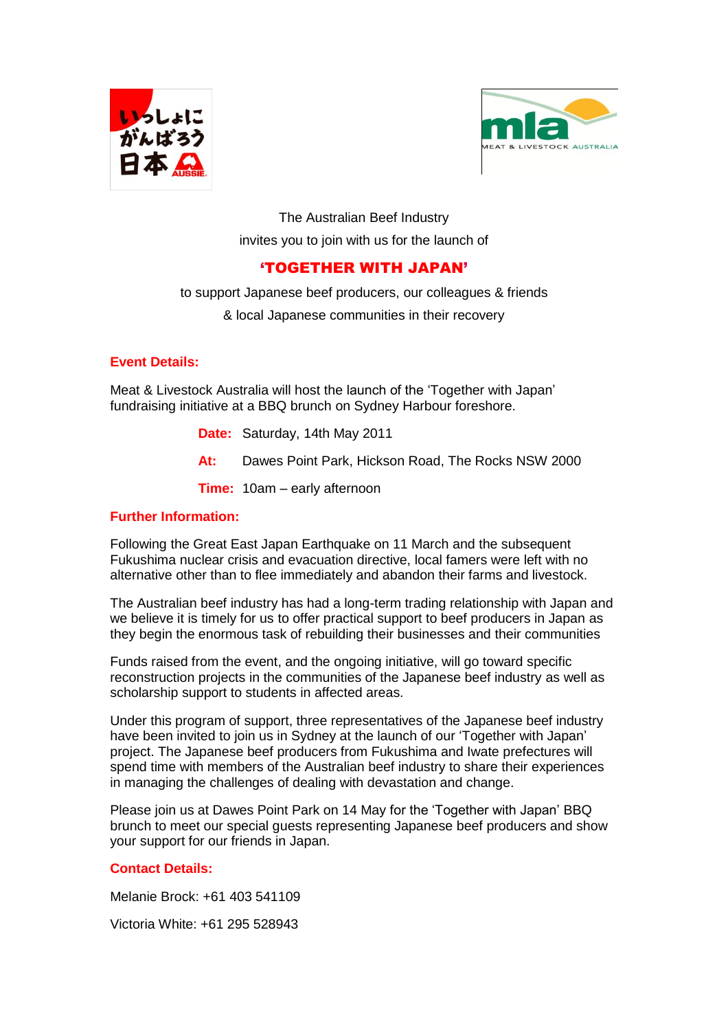いっしょに
がんばろう
日本 AUSSIE

mla
MEAT & LIVESTOCK AUSTRALIA

The Australian Beef Industry

invites you to join with us for the launch of

## ‘TOGETHER WITH JAPAN’

to support Japanese beef producers, our colleagues & friends

& local Japanese communities in their recovery

### Event Details:

Meat & Livestock Australia will host the launch of the ‘Together with Japan’ fundraising initiative at a BBQ brunch on Sydney Harbour foreshore.

**Date:** Saturday, 14th May 2011

**At:** Dawes Point Park, Hickson Road, The Rocks NSW 2000

**Time:** 10am – early afternoon

### Further Information:

Following the Great East Japan Earthquake on 11 March and the subsequent Fukushima nuclear crisis and evacuation directive, local famers were left with no alternative other than to flee immediately and abandon their farms and livestock.

The Australian beef industry has had a long-term trading relationship with Japan and we believe it is timely for us to offer practical support to beef producers in Japan as they begin the enormous task of rebuilding their businesses and their communities

Funds raised from the event, and the ongoing initiative, will go toward specific reconstruction projects in the communities of the Japanese beef industry as well as scholarship support to students in affected areas.

Under this program of support, three representatives of the Japanese beef industry have been invited to join us in Sydney at the launch of our ‘Together with Japan’ project. The Japanese beef producers from Fukushima and Iwate prefectures will spend time with members of the Australian beef industry to share their experiences in managing the challenges of dealing with devastation and change.

Please join us at Dawes Point Park on 14 May for the ‘Together with Japan’ BBQ brunch to meet our special guests representing Japanese beef producers and show your support for our friends in Japan.

### Contact Details:

Melanie Brock: +61 403 541109

Victoria White: +61 295 528943